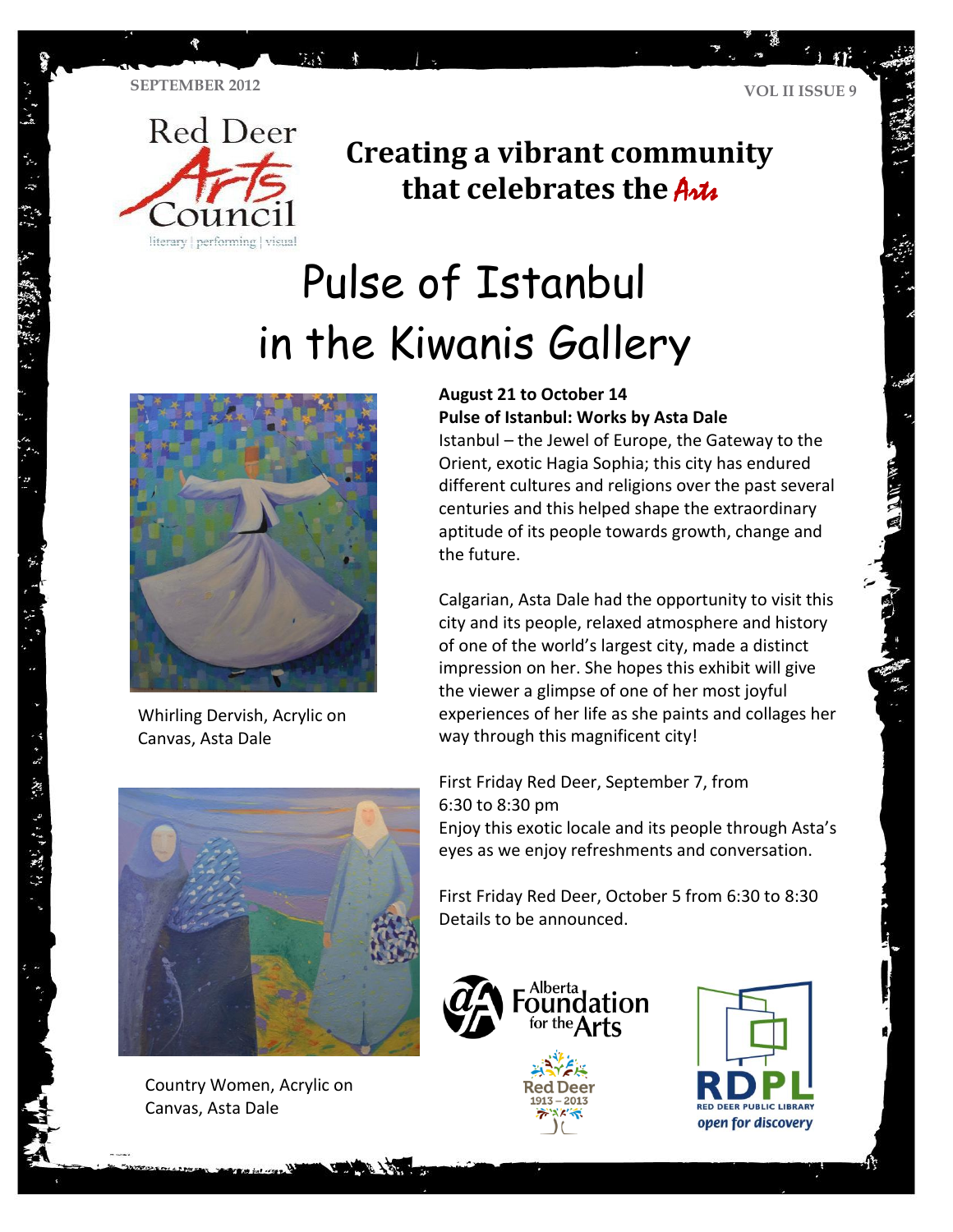SEPTEMBER 2012

VOL II ISSUE 9

Red Deer Arts Council

literary | performing | visual

## Creating a vibrant community that celebrates the Arts

# Pulse of Istanbul in the Kiwanis Gallery

**August 21 to October 14**
**Pulse of Istanbul: Works by Asta Dale**

Istanbul – the Jewel of Europe, the Gateway to the Orient, exotic Hagia Sophia; this city has endured different cultures and religions over the past several centuries and this helped shape the extraordinary aptitude of its people towards growth, change and the future.

Calgarian, Asta Dale had the opportunity to visit this city and its people, relaxed atmosphere and history of one of the world's largest city, made a distinct impression on her. She hopes this exhibit will give the viewer a glimpse of one of her most joyful experiences of her life as she paints and collages her way through this magnificent city!

First Friday Red Deer, September 7, from 6:30 to 8:30 pm
Enjoy this exotic locale and its people through Asta's eyes as we enjoy refreshments and conversation.

First Friday Red Deer, October 5 from 6:30 to 8:30
Details to be announced.

Whirling Dervish, Acrylic on Canvas, Asta Dale

Country Women, Acrylic on Canvas, Asta Dale

Alberta Foundation for the Arts

Red Deer 1913 – 2013

RDPL RED DEER PUBLIC LIBRARY open for discovery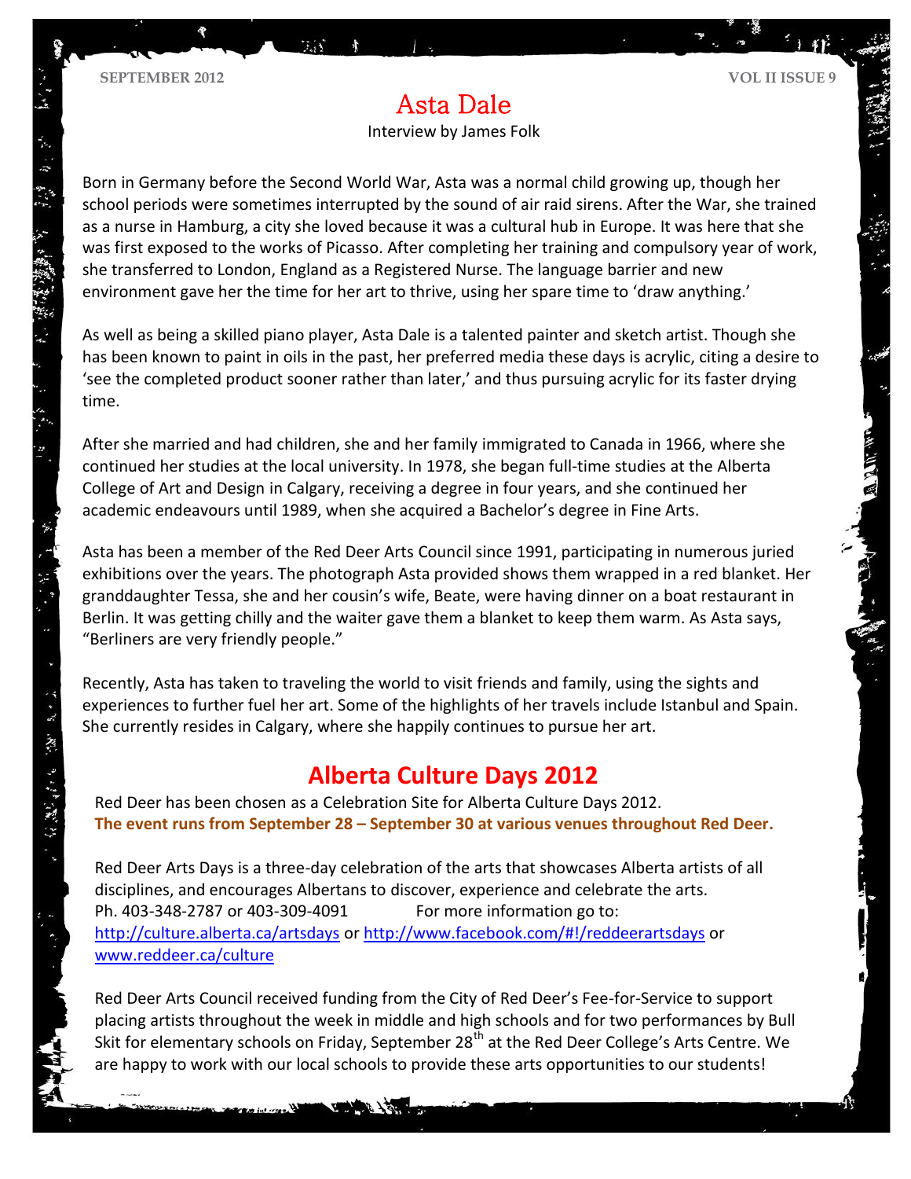# Asta Dale

Interview by James Folk

Born in Germany before the Second World War, Asta was a normal child growing up, though her school periods were sometimes interrupted by the sound of air raid sirens. After the War, she trained as a nurse in Hamburg, a city she loved because it was a cultural hub in Europe. It was here that she was first exposed to the works of Picasso. After completing her training and compulsory year of work, she transferred to London, England as a Registered Nurse. The language barrier and new environment gave her the time for her art to thrive, using her spare time to 'draw anything.'

As well as being a skilled piano player, Asta Dale is a talented painter and sketch artist. Though she has been known to paint in oils in the past, her preferred media these days is acrylic, citing a desire to 'see the completed product sooner rather than later,' and thus pursuing acrylic for its faster drying time.

After she married and had children, she and her family immigrated to Canada in 1966, where she continued her studies at the local university. In 1978, she began full-time studies at the Alberta College of Art and Design in Calgary, receiving a degree in four years, and she continued her academic endeavours until 1989, when she acquired a Bachelor's degree in Fine Arts.

Asta has been a member of the Red Deer Arts Council since 1991, participating in numerous juried exhibitions over the years. The photograph Asta provided shows them wrapped in a red blanket. Her granddaughter Tessa, she and her cousin's wife, Beate, were having dinner on a boat restaurant in Berlin. It was getting chilly and the waiter gave them a blanket to keep them warm. As Asta says, "Berliners are very friendly people."

Recently, Asta has taken to traveling the world to visit friends and family, using the sights and experiences to further fuel her art. Some of the highlights of her travels include Istanbul and Spain. She currently resides in Calgary, where she happily continues to pursue her art.

## Alberta Culture Days 2012

Red Deer has been chosen as a Celebration Site for Alberta Culture Days 2012.
**The event runs from September 28 – September 30 at various venues throughout Red Deer.**

Red Deer Arts Days is a three-day celebration of the arts that showcases Alberta artists of all disciplines, and encourages Albertans to discover, experience and celebrate the arts.
Ph. 403-348-2787 or 403-309-4091 For more information go to:
http://culture.alberta.ca/artsdays or http://www.facebook.com/#!/reddeerartsdays or www.reddeer.ca/culture

Red Deer Arts Council received funding from the City of Red Deer's Fee-for-Service to support placing artists throughout the week in middle and high schools and for two performances by Bull Skit for elementary schools on Friday, September 28th at the Red Deer College's Arts Centre. We are happy to work with our local schools to provide these arts opportunities to our students!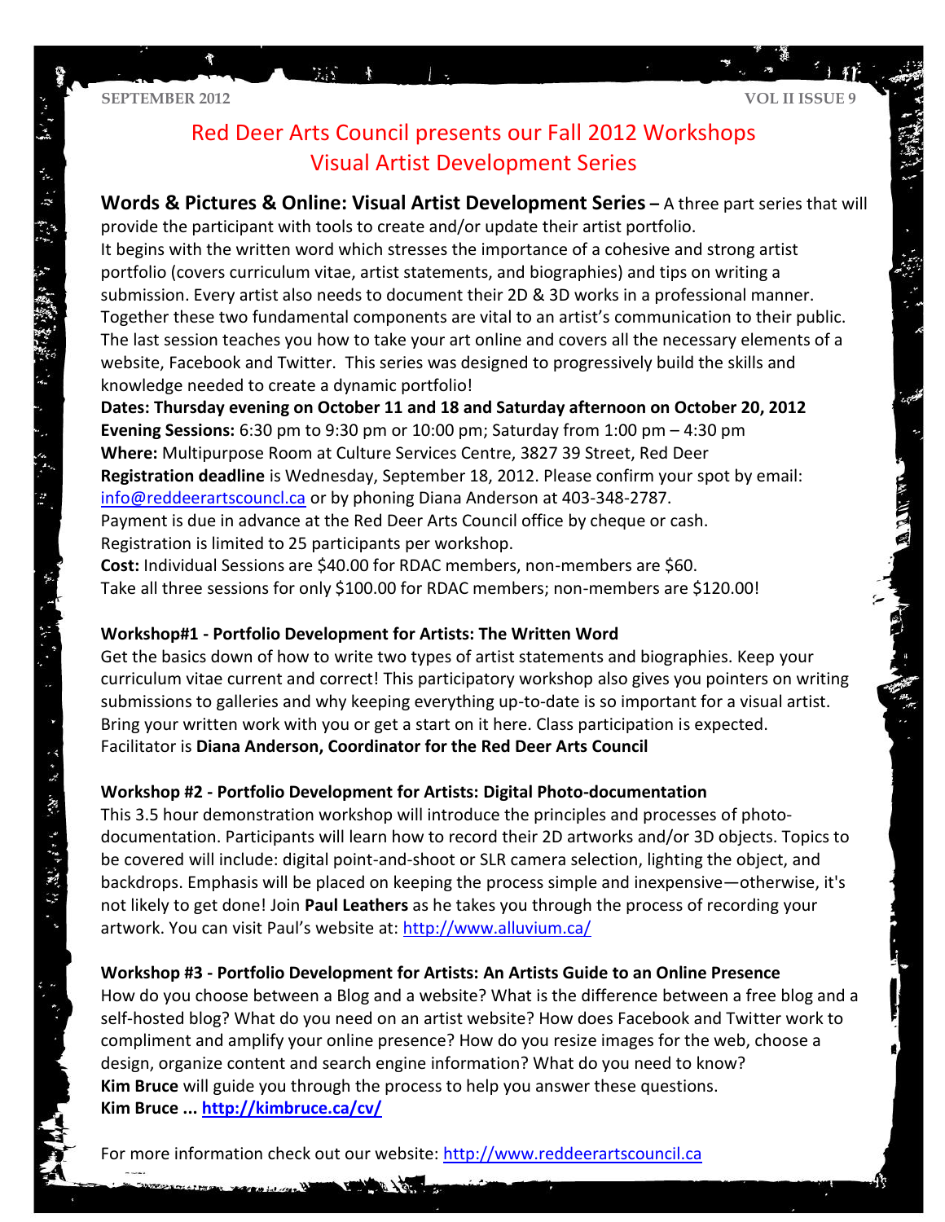# Red Deer Arts Council presents our Fall 2012 Workshops
## Visual Artist Development Series

**Words & Pictures & Online: Visual Artist Development Series –** A three part series that will provide the participant with tools to create and/or update their artist portfolio.
It begins with the written word which stresses the importance of a cohesive and strong artist portfolio (covers curriculum vitae, artist statements, and biographies) and tips on writing a submission. Every artist also needs to document their 2D & 3D works in a professional manner. Together these two fundamental components are vital to an artist's communication to their public. The last session teaches you how to take your art online and covers all the necessary elements of a website, Facebook and Twitter. This series was designed to progressively build the skills and knowledge needed to create a dynamic portfolio!
**Dates: Thursday evening on October 11 and 18 and Saturday afternoon on October 20, 2012**
**Evening Sessions:** 6:30 pm to 9:30 pm or 10:00 pm; Saturday from 1:00 pm – 4:30 pm
**Where:** Multipurpose Room at Culture Services Centre, 3827 39 Street, Red Deer
**Registration deadline** is Wednesday, September 18, 2012. Please confirm your spot by email: info@reddeerartscouncl.ca or by phoning Diana Anderson at 403-348-2787.
Payment is due in advance at the Red Deer Arts Council office by cheque or cash.
Registration is limited to 25 participants per workshop.
**Cost:** Individual Sessions are $40.00 for RDAC members, non-members are $60.
Take all three sessions for only $100.00 for RDAC members; non-members are $120.00!

**Workshop#1 - Portfolio Development for Artists: The Written Word**
Get the basics down of how to write two types of artist statements and biographies. Keep your curriculum vitae current and correct! This participatory workshop also gives you pointers on writing submissions to galleries and why keeping everything up-to-date is so important for a visual artist. Bring your written work with you or get a start on it here. Class participation is expected.
Facilitator is **Diana Anderson, Coordinator for the Red Deer Arts Council**

**Workshop #2 - Portfolio Development for Artists: Digital Photo-documentation**
This 3.5 hour demonstration workshop will introduce the principles and processes of photo-documentation. Participants will learn how to record their 2D artworks and/or 3D objects. Topics to be covered will include: digital point-and-shoot or SLR camera selection, lighting the object, and backdrops. Emphasis will be placed on keeping the process simple and inexpensive—otherwise, it's not likely to get done! Join **Paul Leathers** as he takes you through the process of recording your artwork. You can visit Paul's website at: http://www.alluvium.ca/

**Workshop #3 - Portfolio Development for Artists: An Artists Guide to an Online Presence**
How do you choose between a Blog and a website? What is the difference between a free blog and a self-hosted blog? What do you need on an artist website? How does Facebook and Twitter work to compliment and amplify your online presence? How do you resize images for the web, choose a design, organize content and search engine information? What do you need to know?
**Kim Bruce** will guide you through the process to help you answer these questions.
**Kim Bruce ... http://kimbruce.ca/cv/**

For more information check out our website: http://www.reddeerartscouncil.ca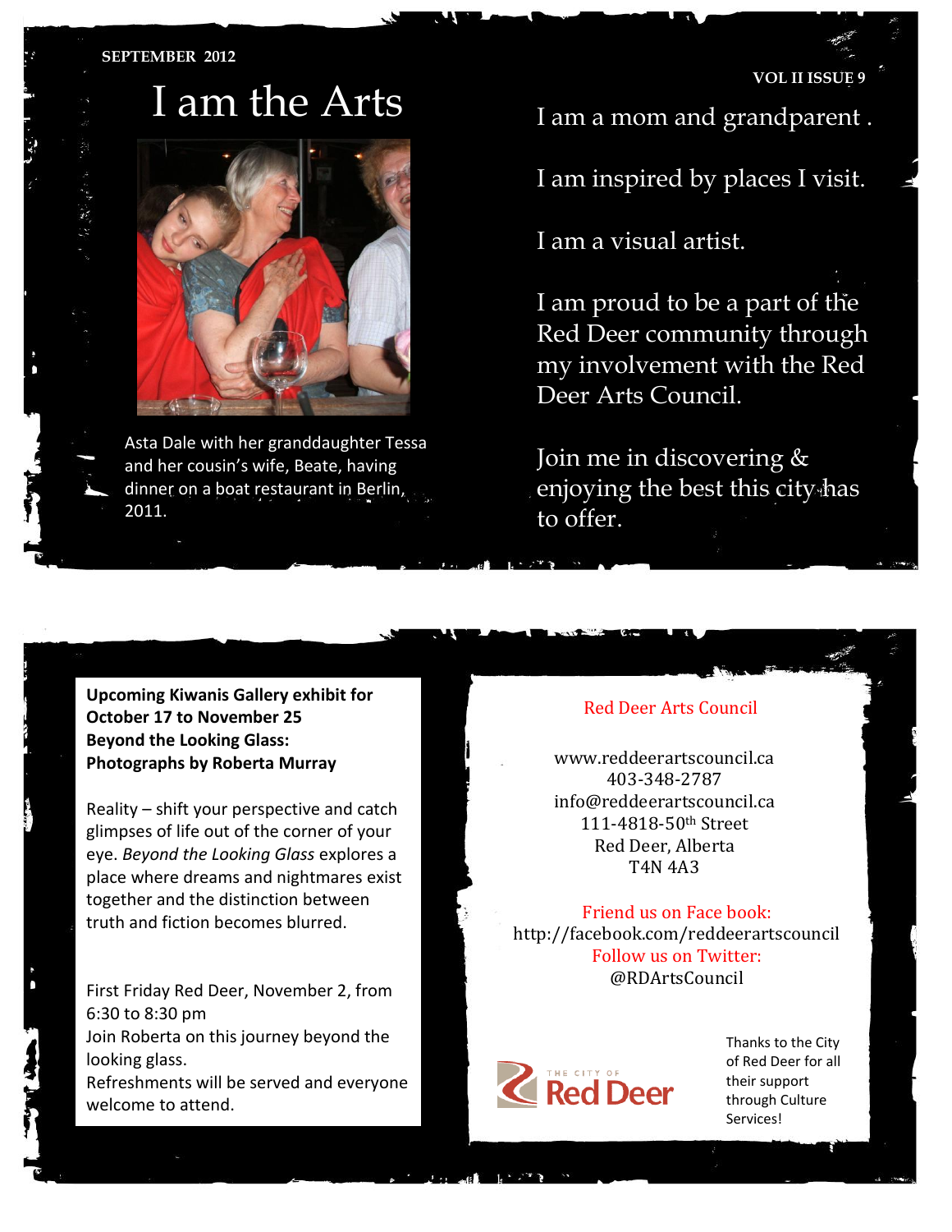SEPTEMBER 2012

VOL II ISSUE 9

# I am the Arts

Asta Dale with her granddaughter Tessa and her cousin's wife, Beate, having dinner on a boat restaurant in Berlin, 2011.

I am a mom and grandparent .

I am inspired by places I visit.

I am a visual artist.

I am proud to be a part of the Red Deer community through my involvement with the Red Deer Arts Council.

Join me in discovering & enjoying the best this city has to offer.

**Upcoming Kiwanis Gallery exhibit for October 17 to November 25**
**Beyond the Looking Glass: Photographs by Roberta Murray**

Reality – shift your perspective and catch glimpses of life out of the corner of your eye. *Beyond the Looking Glass* explores a place where dreams and nightmares exist together and the distinction between truth and fiction becomes blurred.

First Friday Red Deer, November 2, from 6:30 to 8:30 pm
Join Roberta on this journey beyond the looking glass.
Refreshments will be served and everyone welcome to attend.

Red Deer Arts Council

www.reddeerartscouncil.ca
403-348-2787
info@reddeerartscouncil.ca
111-4818-50th Street
Red Deer, Alberta
T4N 4A3

Friend us on Face book:
http://facebook.com/reddeerartscouncil
Follow us on Twitter:
@RDArtsCouncil

THE CITY OF Red Deer

Thanks to the City of Red Deer for all their support through Culture Services!